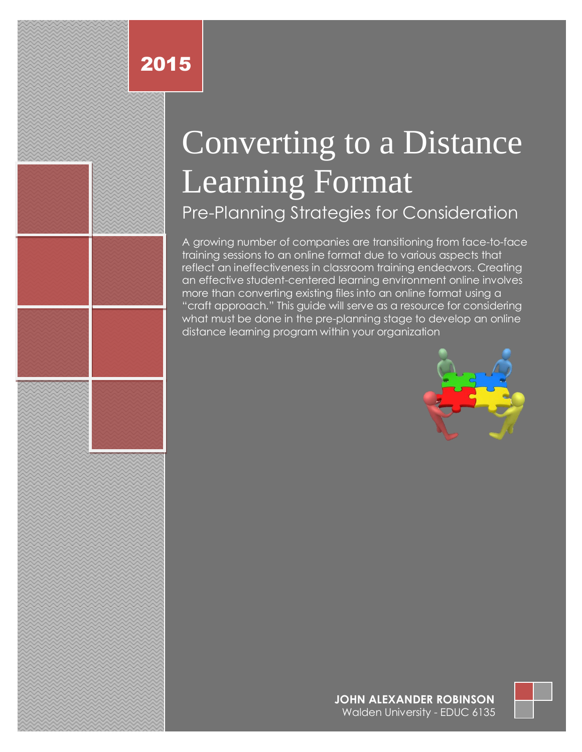2015

# Converting to a Distance Learning Format

## Pre-Planning Strategies for Consideration

A growing number of companies are transitioning from face-to-face training sessions to an online format due to various aspects that reflect an ineffectiveness in classroom training endeavors. Creating an effective student-centered learning environment online involves more than converting existing files into an online format using a "craft approach." This guide will serve as a resource for considering what must be done in the pre-planning stage to develop an online distance learning program within your organization

**JOHN ALEXANDER ROBINSON**
Walden University - EDUC 6135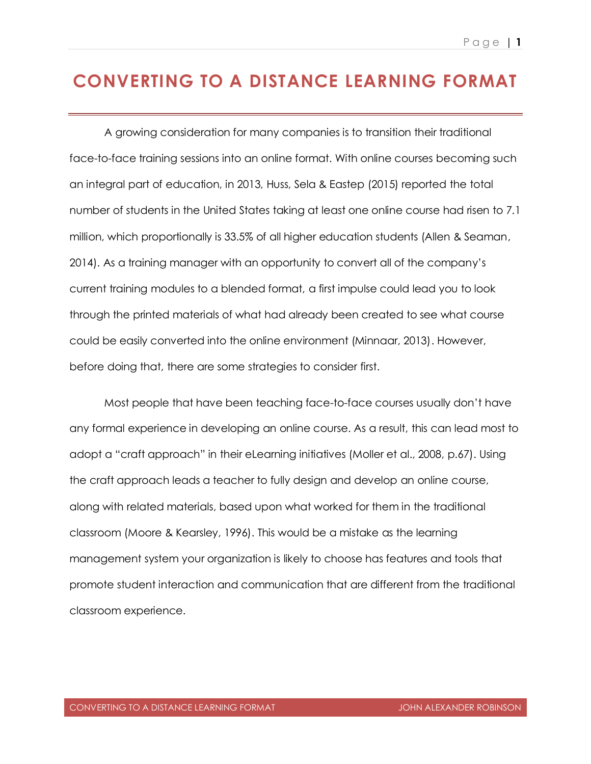# CONVERTING TO A DISTANCE LEARNING FORMAT

A growing consideration for many companies is to transition their traditional face-to-face training sessions into an online format. With online courses becoming such an integral part of education, in 2013, Huss, Sela & Eastep (2015) reported the total number of students in the United States taking at least one online course had risen to 7.1 million, which proportionally is 33.5% of all higher education students (Allen & Seaman, 2014). As a training manager with an opportunity to convert all of the company's current training modules to a blended format, a first impulse could lead you to look through the printed materials of what had already been created to see what course could be easily converted into the online environment (Minnaar, 2013). However, before doing that, there are some strategies to consider first.

Most people that have been teaching face-to-face courses usually don't have any formal experience in developing an online course. As a result, this can lead most to adopt a "craft approach" in their eLearning initiatives (Moller et al., 2008, p.67). Using the craft approach leads a teacher to fully design and develop an online course, along with related materials, based upon what worked for them in the traditional classroom (Moore & Kearsley, 1996). This would be a mistake as the learning management system your organization is likely to choose has features and tools that promote student interaction and communication that are different from the traditional classroom experience.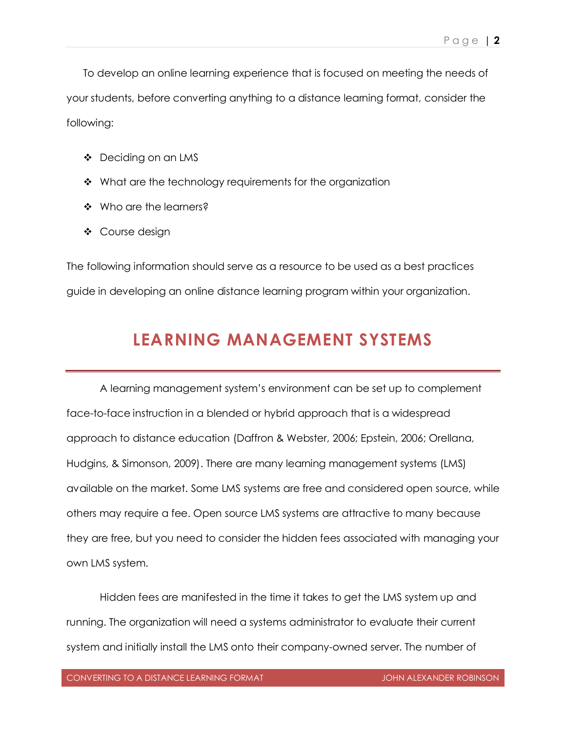To develop an online learning experience that is focused on meeting the needs of your students, before converting anything to a distance learning format, consider the following:

- Deciding on an LMS
- What are the technology requirements for the organization
- Who are the learners?
- Course design

The following information should serve as a resource to be used as a best practices guide in developing an online distance learning program within your organization.

## LEARNING MANAGEMENT SYSTEMS

A learning management system's environment can be set up to complement face-to-face instruction in a blended or hybrid approach that is a widespread approach to distance education (Daffron & Webster, 2006; Epstein, 2006; Orellana, Hudgins, & Simonson, 2009). There are many learning management systems (LMS) available on the market. Some LMS systems are free and considered open source, while others may require a fee. Open source LMS systems are attractive to many because they are free, but you need to consider the hidden fees associated with managing your own LMS system.

Hidden fees are manifested in the time it takes to get the LMS system up and running. The organization will need a systems administrator to evaluate their current system and initially install the LMS onto their company-owned server. The number of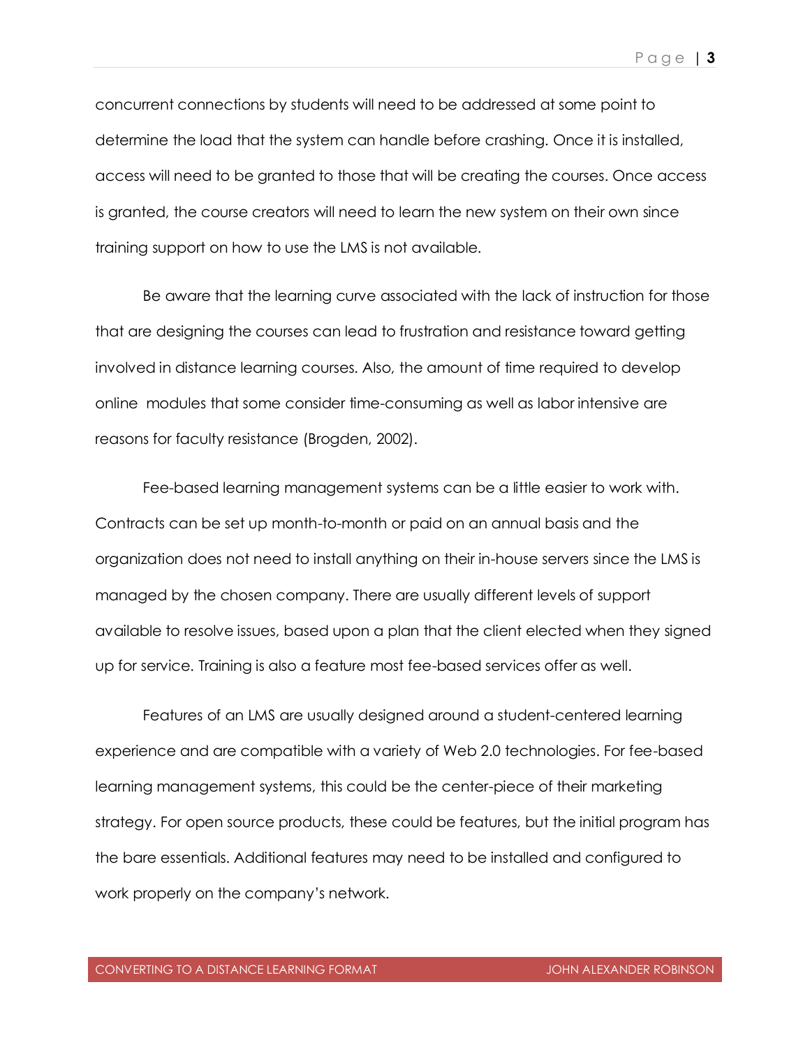concurrent connections by students will need to be addressed at some point to determine the load that the system can handle before crashing. Once it is installed, access will need to be granted to those that will be creating the courses. Once access is granted, the course creators will need to learn the new system on their own since training support on how to use the LMS is not available.

Be aware that the learning curve associated with the lack of instruction for those that are designing the courses can lead to frustration and resistance toward getting involved in distance learning courses. Also, the amount of time required to develop online modules that some consider time-consuming as well as labor intensive are reasons for faculty resistance (Brogden, 2002).

Fee-based learning management systems can be a little easier to work with. Contracts can be set up month-to-month or paid on an annual basis and the organization does not need to install anything on their in-house servers since the LMS is managed by the chosen company. There are usually different levels of support available to resolve issues, based upon a plan that the client elected when they signed up for service. Training is also a feature most fee-based services offer as well.

Features of an LMS are usually designed around a student-centered learning experience and are compatible with a variety of Web 2.0 technologies. For fee-based learning management systems, this could be the center-piece of their marketing strategy. For open source products, these could be features, but the initial program has the bare essentials. Additional features may need to be installed and configured to work properly on the company's network.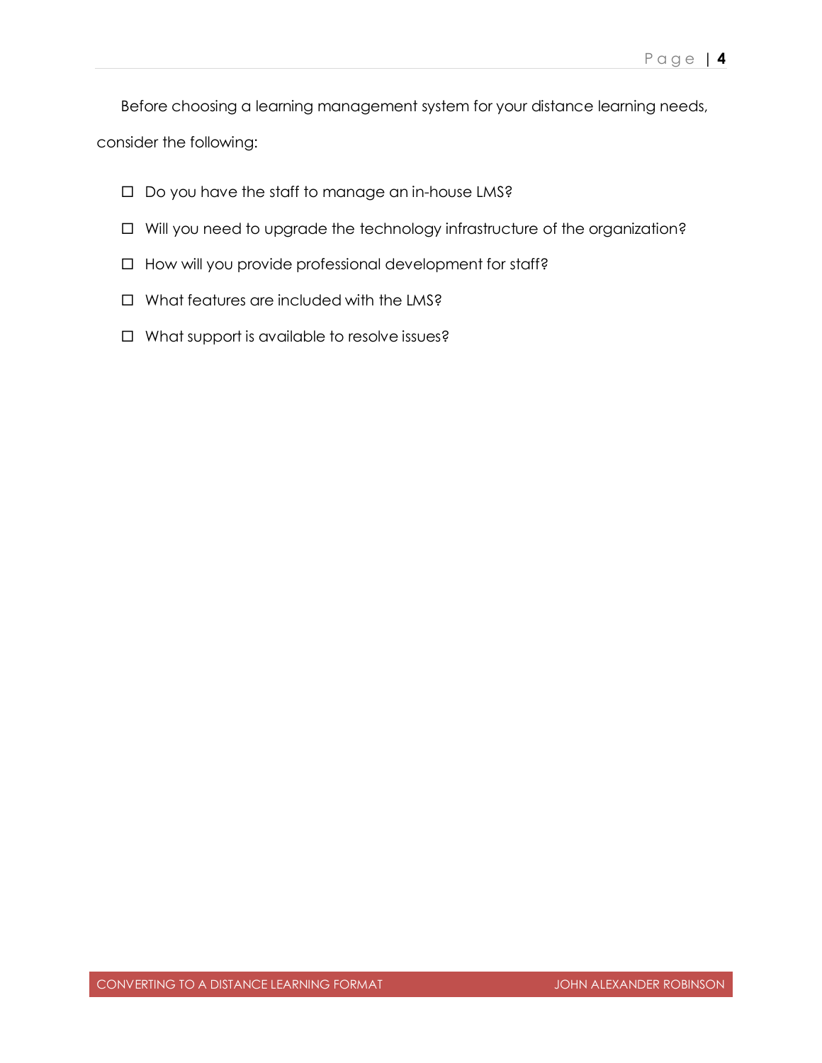Before choosing a learning management system for your distance learning needs, consider the following:

- ☐ Do you have the staff to manage an in-house LMS?
- ☐ Will you need to upgrade the technology infrastructure of the organization?
- ☐ How will you provide professional development for staff?
- ☐ What features are included with the LMS?
- ☐ What support is available to resolve issues?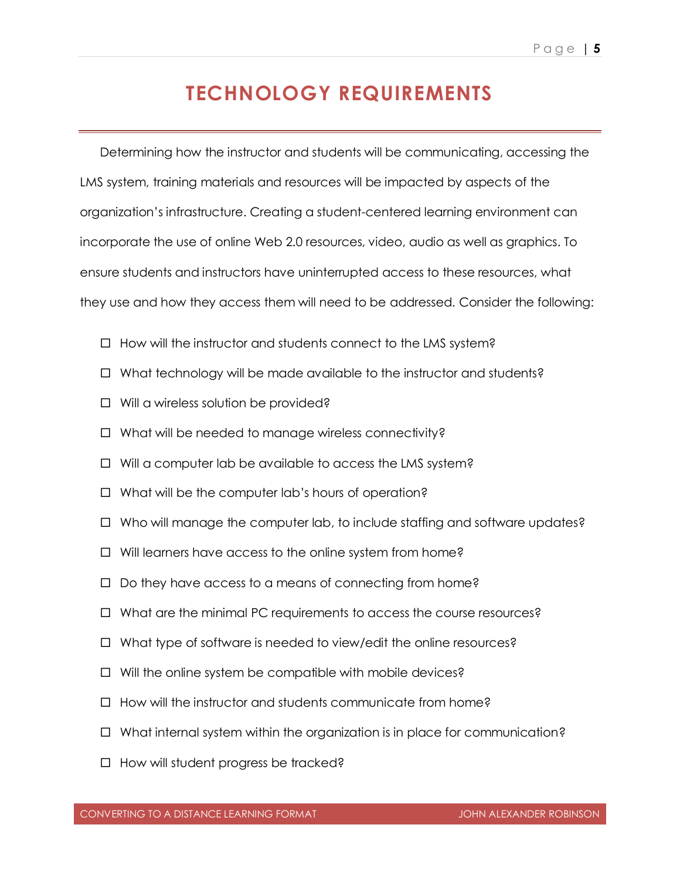# TECHNOLOGY REQUIREMENTS

Determining how the instructor and students will be communicating, accessing the LMS system, training materials and resources will be impacted by aspects of the organization's infrastructure. Creating a student-centered learning environment can incorporate the use of online Web 2.0 resources, video, audio as well as graphics. To ensure students and instructors have uninterrupted access to these resources, what they use and how they access them will need to be addressed. Consider the following:

- ☐ How will the instructor and students connect to the LMS system?
- ☐ What technology will be made available to the instructor and students?
- ☐ Will a wireless solution be provided?
- ☐ What will be needed to manage wireless connectivity?
- ☐ Will a computer lab be available to access the LMS system?
- ☐ What will be the computer lab's hours of operation?
- ☐ Who will manage the computer lab, to include staffing and software updates?
- ☐ Will learners have access to the online system from home?
- ☐ Do they have access to a means of connecting from home?
- ☐ What are the minimal PC requirements to access the course resources?
- ☐ What type of software is needed to view/edit the online resources?
- ☐ Will the online system be compatible with mobile devices?
- ☐ How will the instructor and students communicate from home?
- ☐ What internal system within the organization is in place for communication?
- ☐ How will student progress be tracked?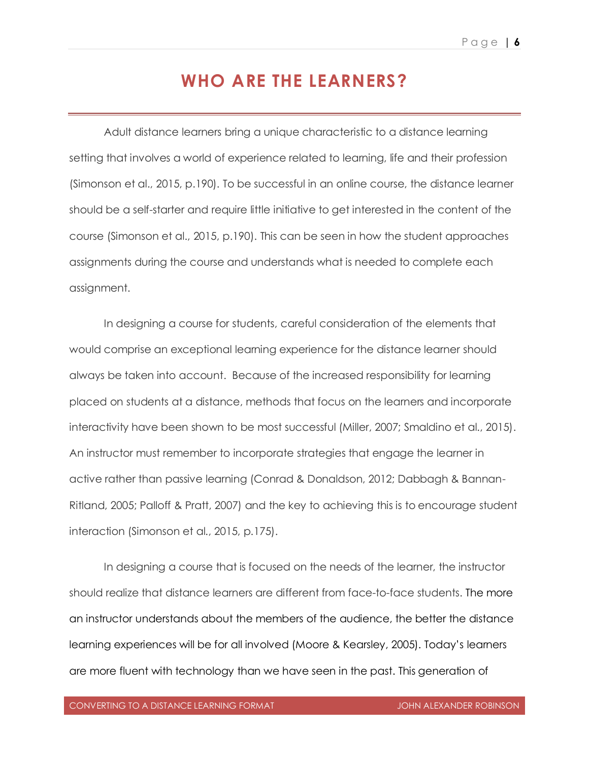# WHO ARE THE LEARNERS?

Adult distance learners bring a unique characteristic to a distance learning setting that involves a world of experience related to learning, life and their profession (Simonson et al., 2015, p.190). To be successful in an online course, the distance learner should be a self-starter and require little initiative to get interested in the content of the course (Simonson et al., 2015, p.190). This can be seen in how the student approaches assignments during the course and understands what is needed to complete each assignment.

In designing a course for students, careful consideration of the elements that would comprise an exceptional learning experience for the distance learner should always be taken into account. Because of the increased responsibility for learning placed on students at a distance, methods that focus on the learners and incorporate interactivity have been shown to be most successful (Miller, 2007; Smaldino et al., 2015). An instructor must remember to incorporate strategies that engage the learner in active rather than passive learning (Conrad & Donaldson, 2012; Dabbagh & Bannan-Ritland, 2005; Palloff & Pratt, 2007) and the key to achieving this is to encourage student interaction (Simonson et al., 2015, p.175).

In designing a course that is focused on the needs of the learner, the instructor should realize that distance learners are different from face-to-face students. The more an instructor understands about the members of the audience, the better the distance learning experiences will be for all involved (Moore & Kearsley, 2005). Today's learners are more fluent with technology than we have seen in the past. This generation of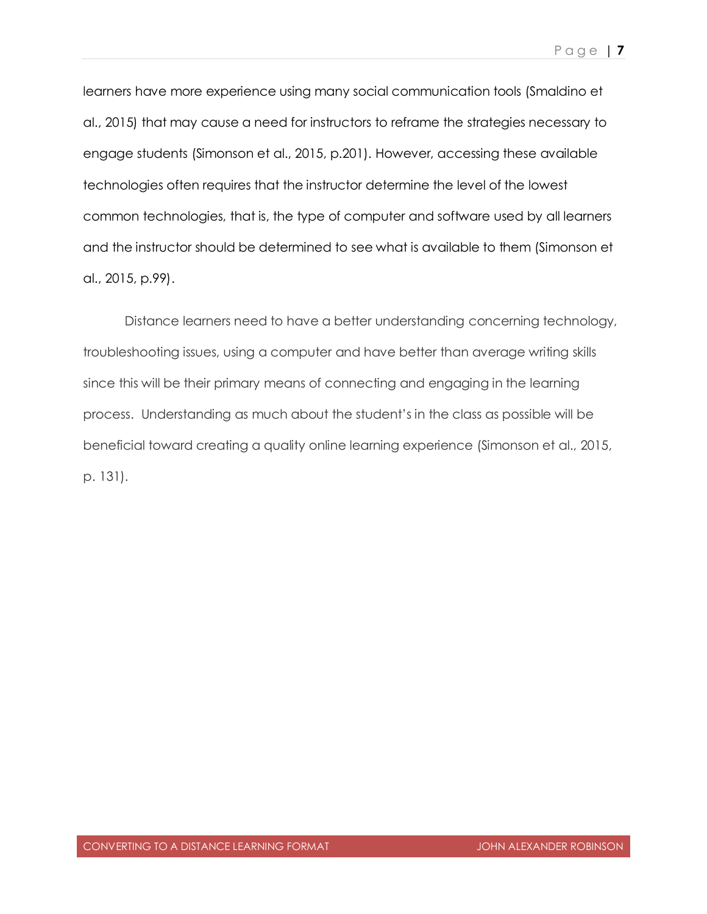learners have more experience using many social communication tools (Smaldino et al., 2015) that may cause a need for instructors to reframe the strategies necessary to engage students (Simonson et al., 2015, p.201). However, accessing these available technologies often requires that the instructor determine the level of the lowest common technologies, that is, the type of computer and software used by all learners and the instructor should be determined to see what is available to them (Simonson et al., 2015, p.99).

Distance learners need to have a better understanding concerning technology, troubleshooting issues, using a computer and have better than average writing skills since this will be their primary means of connecting and engaging in the learning process. Understanding as much about the student's in the class as possible will be beneficial toward creating a quality online learning experience (Simonson et al., 2015, p. 131).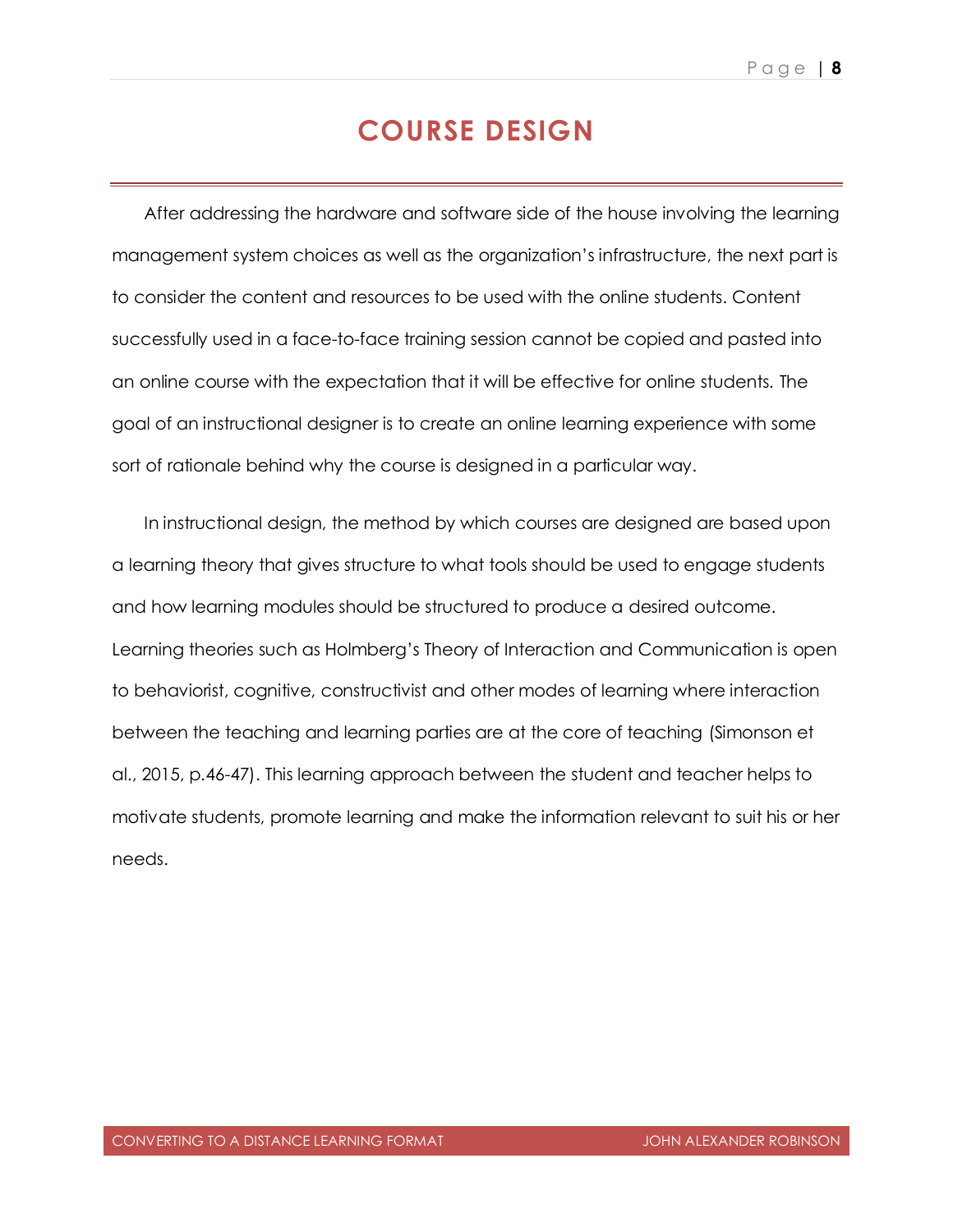# COURSE DESIGN

After addressing the hardware and software side of the house involving the learning management system choices as well as the organization's infrastructure, the next part is to consider the content and resources to be used with the online students. Content successfully used in a face-to-face training session cannot be copied and pasted into an online course with the expectation that it will be effective for online students. The goal of an instructional designer is to create an online learning experience with some sort of rationale behind why the course is designed in a particular way.

In instructional design, the method by which courses are designed are based upon a learning theory that gives structure to what tools should be used to engage students and how learning modules should be structured to produce a desired outcome. Learning theories such as Holmberg's Theory of Interaction and Communication is open to behaviorist, cognitive, constructivist and other modes of learning where interaction between the teaching and learning parties are at the core of teaching (Simonson et al., 2015, p.46-47). This learning approach between the student and teacher helps to motivate students, promote learning and make the information relevant to suit his or her needs.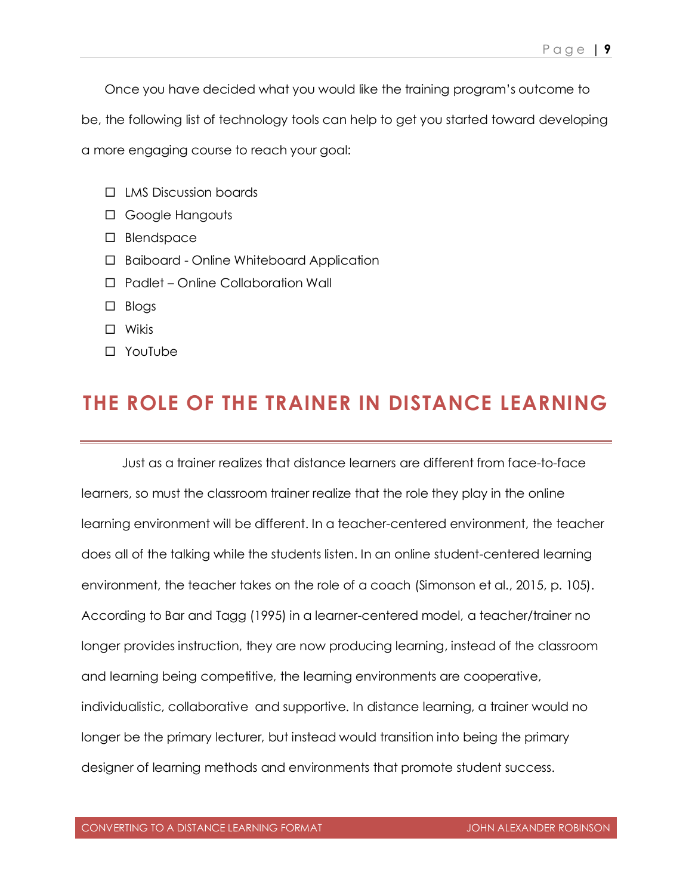Once you have decided what you would like the training program's outcome to be, the following list of technology tools can help to get you started toward developing a more engaging course to reach your goal:

- ☐ LMS Discussion boards
- ☐ Google Hangouts
- ☐ Blendspace
- ☐ Baiboard - Online Whiteboard Application
- ☐ Padlet – Online Collaboration Wall
- ☐ Blogs
- ☐ Wikis
- ☐ YouTube

# THE ROLE OF THE TRAINER IN DISTANCE LEARNING

Just as a trainer realizes that distance learners are different from face-to-face learners, so must the classroom trainer realize that the role they play in the online learning environment will be different. In a teacher-centered environment, the teacher does all of the talking while the students listen. In an online student-centered learning environment, the teacher takes on the role of a coach (Simonson et al., 2015, p. 105). According to Bar and Tagg (1995) in a learner-centered model, a teacher/trainer no longer provides instruction, they are now producing learning, instead of the classroom and learning being competitive, the learning environments are cooperative, individualistic, collaborative and supportive. In distance learning, a trainer would no longer be the primary lecturer, but instead would transition into being the primary designer of learning methods and environments that promote student success.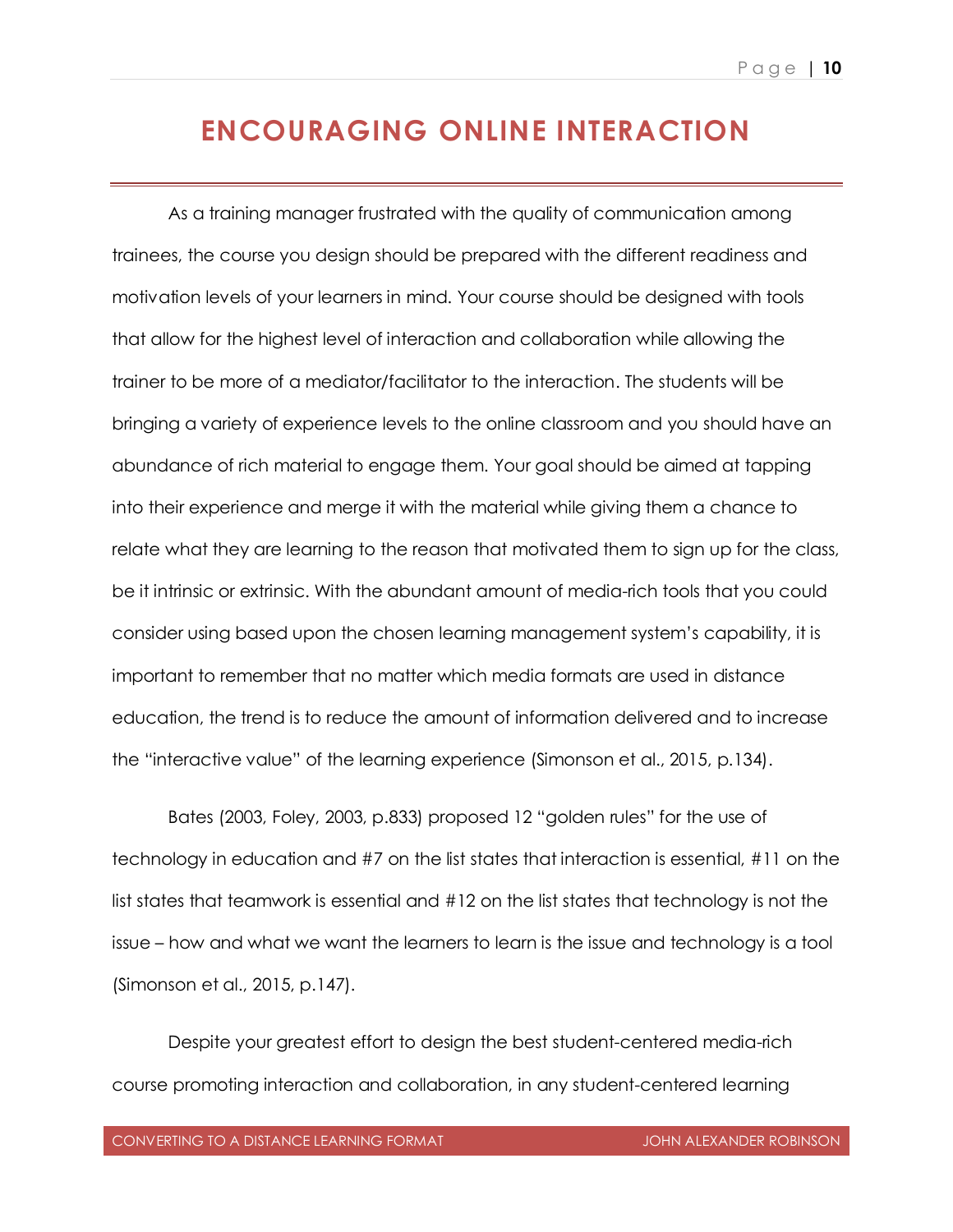# ENCOURAGING ONLINE INTERACTION

As a training manager frustrated with the quality of communication among trainees, the course you design should be prepared with the different readiness and motivation levels of your learners in mind. Your course should be designed with tools that allow for the highest level of interaction and collaboration while allowing the trainer to be more of a mediator/facilitator to the interaction. The students will be bringing a variety of experience levels to the online classroom and you should have an abundance of rich material to engage them. Your goal should be aimed at tapping into their experience and merge it with the material while giving them a chance to relate what they are learning to the reason that motivated them to sign up for the class, be it intrinsic or extrinsic. With the abundant amount of media-rich tools that you could consider using based upon the chosen learning management system's capability, it is important to remember that no matter which media formats are used in distance education, the trend is to reduce the amount of information delivered and to increase the "interactive value" of the learning experience (Simonson et al., 2015, p.134).

Bates (2003, Foley, 2003, p.833) proposed 12 "golden rules" for the use of technology in education and #7 on the list states that interaction is essential, #11 on the list states that teamwork is essential and #12 on the list states that technology is not the issue – how and what we want the learners to learn is the issue and technology is a tool (Simonson et al., 2015, p.147).

Despite your greatest effort to design the best student-centered media-rich course promoting interaction and collaboration, in any student-centered learning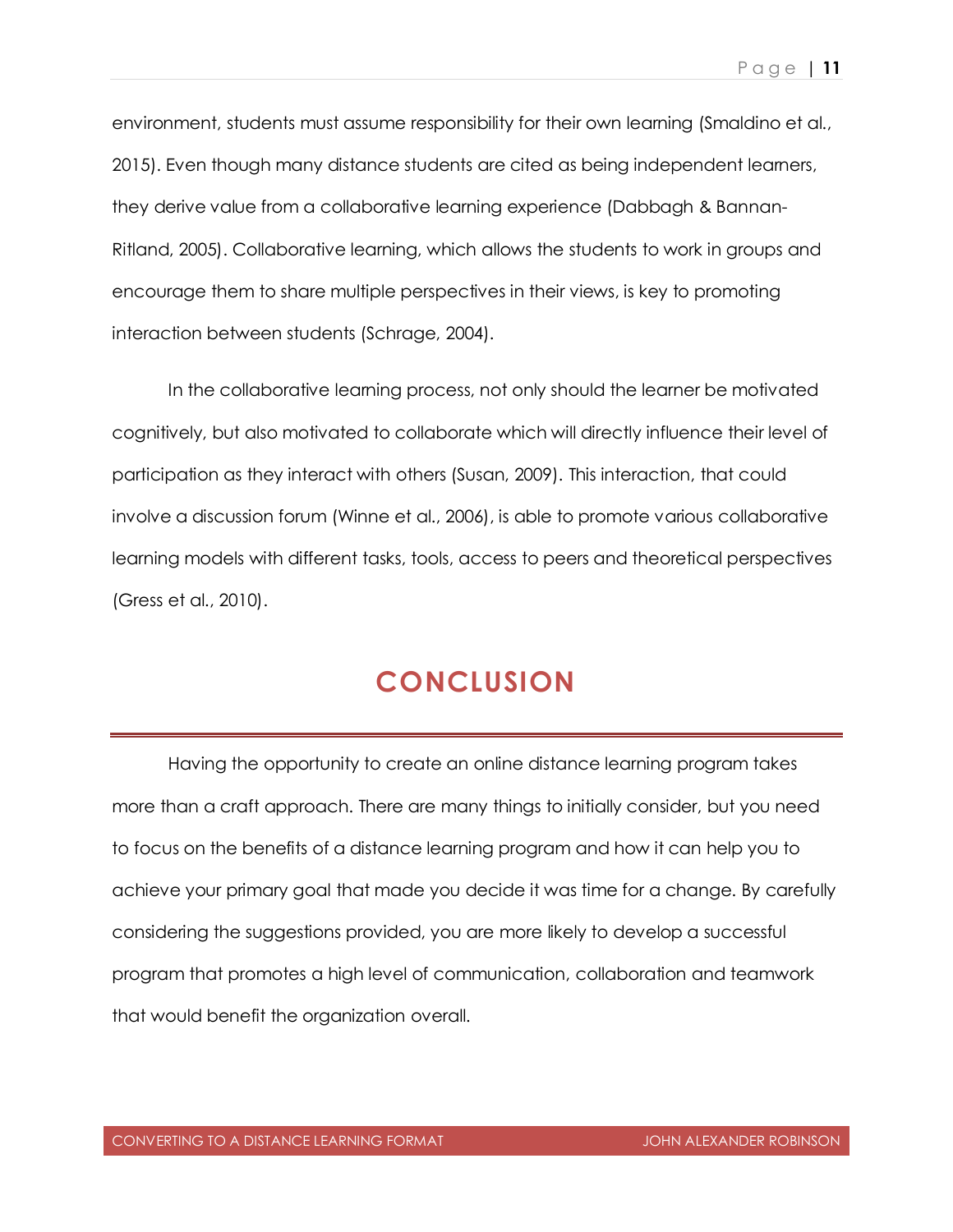environment, students must assume responsibility for their own learning (Smaldino et al., 2015). Even though many distance students are cited as being independent learners, they derive value from a collaborative learning experience (Dabbagh & Bannan-Ritland, 2005). Collaborative learning, which allows the students to work in groups and encourage them to share multiple perspectives in their views, is key to promoting interaction between students (Schrage, 2004).

In the collaborative learning process, not only should the learner be motivated cognitively, but also motivated to collaborate which will directly influence their level of participation as they interact with others (Susan, 2009). This interaction, that could involve a discussion forum (Winne et al., 2006), is able to promote various collaborative learning models with different tasks, tools, access to peers and theoretical perspectives (Gress et al., 2010).

# CONCLUSION

Having the opportunity to create an online distance learning program takes more than a craft approach. There are many things to initially consider, but you need to focus on the benefits of a distance learning program and how it can help you to achieve your primary goal that made you decide it was time for a change. By carefully considering the suggestions provided, you are more likely to develop a successful program that promotes a high level of communication, collaboration and teamwork that would benefit the organization overall.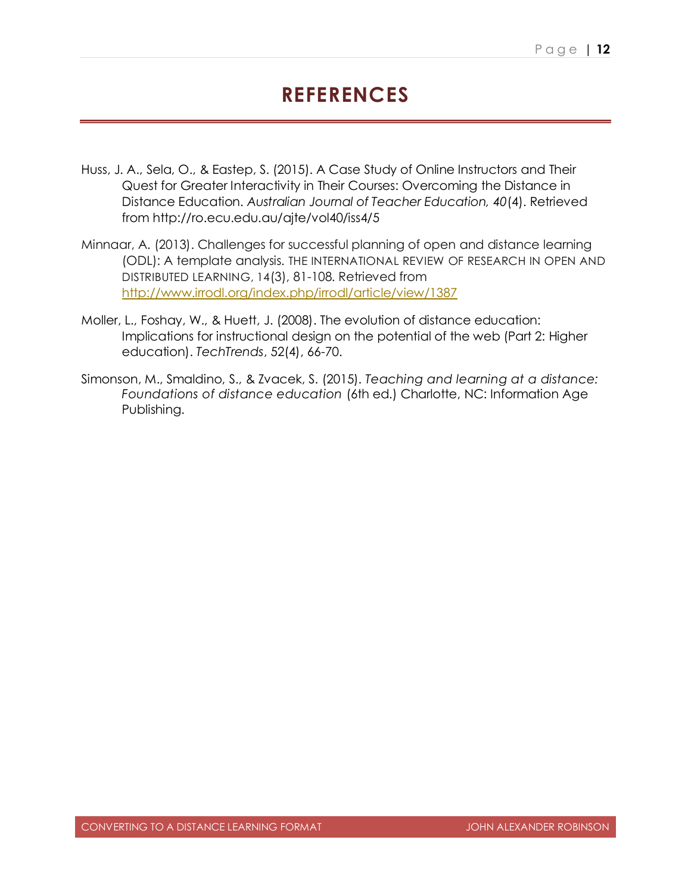# REFERENCES

Huss, J. A., Sela, O., & Eastep, S. (2015). A Case Study of Online Instructors and Their Quest for Greater Interactivity in Their Courses: Overcoming the Distance in Distance Education. *Australian Journal of Teacher Education, 40*(4). Retrieved from http://ro.ecu.edu.au/ajte/vol40/iss4/5

Minnaar, A. (2013). Challenges for successful planning of open and distance learning (ODL): A template analysis. THE INTERNATIONAL REVIEW OF RESEARCH IN OPEN AND DISTRIBUTED LEARNING, 14(3), 81-108. Retrieved from http://www.irrodl.org/index.php/irrodl/article/view/1387

Moller, L., Foshay, W., & Huett, J. (2008). The evolution of distance education: Implications for instructional design on the potential of the web (Part 2: Higher education). *TechTrends*, 52(4), 66-70.

Simonson, M., Smaldino, S., & Zvacek, S. (2015). *Teaching and learning at a distance: Foundations of distance education* (6th ed.) Charlotte, NC: Information Age Publishing.